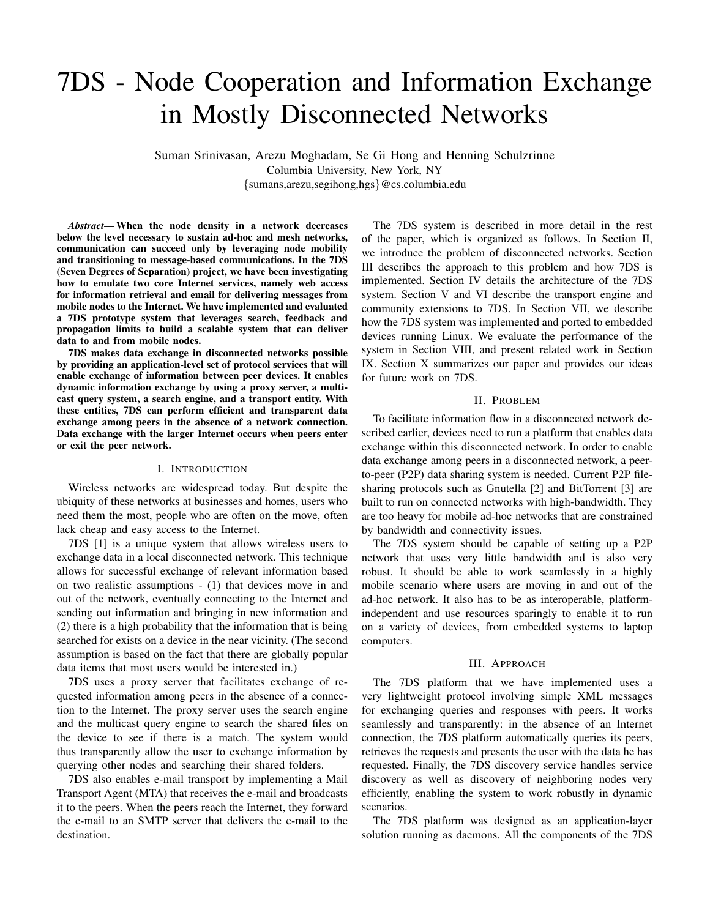# 7DS - Node Cooperation and Information Exchange in Mostly Disconnected Networks

Suman Srinivasan, Arezu Moghadam, Se Gi Hong and Henning Schulzrinne
Columbia University, New York, NY
{sumans,arezu,segihong,hgs}@cs.columbia.edu

***Abstract*— When the node density in a network decreases below the level necessary to sustain ad-hoc and mesh networks, communication can succeed only by leveraging node mobility and transitioning to message-based communications. In the 7DS (Seven Degrees of Separation) project, we have been investigating how to emulate two core Internet services, namely web access for information retrieval and email for delivering messages from mobile nodes to the Internet. We have implemented and evaluated a 7DS prototype system that leverages search, feedback and propagation limits to build a scalable system that can deliver data to and from mobile nodes.**

**7DS makes data exchange in disconnected networks possible by providing an application-level set of protocol services that will enable exchange of information between peer devices. It enables dynamic information exchange by using a proxy server, a multicast query system, a search engine, and a transport entity. With these entities, 7DS can perform efficient and transparent data exchange among peers in the absence of a network connection. Data exchange with the larger Internet occurs when peers enter or exit the peer network.**

## I. Introduction

Wireless networks are widespread today. But despite the ubiquity of these networks at businesses and homes, users who need them the most, people who are often on the move, often lack cheap and easy access to the Internet.

7DS [1] is a unique system that allows wireless users to exchange data in a local disconnected network. This technique allows for successful exchange of relevant information based on two realistic assumptions - (1) that devices move in and out of the network, eventually connecting to the Internet and sending out information and bringing in new information and (2) there is a high probability that the information that is being searched for exists on a device in the near vicinity. (The second assumption is based on the fact that there are globally popular data items that most users would be interested in.)

7DS uses a proxy server that facilitates exchange of requested information among peers in the absence of a connection to the Internet. The proxy server uses the search engine and the multicast query engine to search the shared files on the device to see if there is a match. The system would thus transparently allow the user to exchange information by querying other nodes and searching their shared folders.

7DS also enables e-mail transport by implementing a Mail Transport Agent (MTA) that receives the e-mail and broadcasts it to the peers. When the peers reach the Internet, they forward the e-mail to an SMTP server that delivers the e-mail to the destination.

The 7DS system is described in more detail in the rest of the paper, which is organized as follows. In Section II, we introduce the problem of disconnected networks. Section III describes the approach to this problem and how 7DS is implemented. Section IV details the architecture of the 7DS system. Section V and VI describe the transport engine and community extensions to 7DS. In Section VII, we describe how the 7DS system was implemented and ported to embedded devices running Linux. We evaluate the performance of the system in Section VIII, and present related work in Section IX. Section X summarizes our paper and provides our ideas for future work on 7DS.

## II. Problem

To facilitate information flow in a disconnected network described earlier, devices need to run a platform that enables data exchange within this disconnected network. In order to enable data exchange among peers in a disconnected network, a peer-to-peer (P2P) data sharing system is needed. Current P2P file-sharing protocols such as Gnutella [2] and BitTorrent [3] are built to run on connected networks with high-bandwidth. They are too heavy for mobile ad-hoc networks that are constrained by bandwidth and connectivity issues.

The 7DS system should be capable of setting up a P2P network that uses very little bandwidth and is also very robust. It should be able to work seamlessly in a highly mobile scenario where users are moving in and out of the ad-hoc network. It also has to be as interoperable, platform-independent and use resources sparingly to enable it to run on a variety of devices, from embedded systems to laptop computers.

## III. Approach

The 7DS platform that we have implemented uses a very lightweight protocol involving simple XML messages for exchanging queries and responses with peers. It works seamlessly and transparently: in the absence of an Internet connection, the 7DS platform automatically queries its peers, retrieves the requests and presents the user with the data he has requested. Finally, the 7DS discovery service handles service discovery as well as discovery of neighboring nodes very efficiently, enabling the system to work robustly in dynamic scenarios.

The 7DS platform was designed as an application-layer solution running as daemons. All the components of the 7DS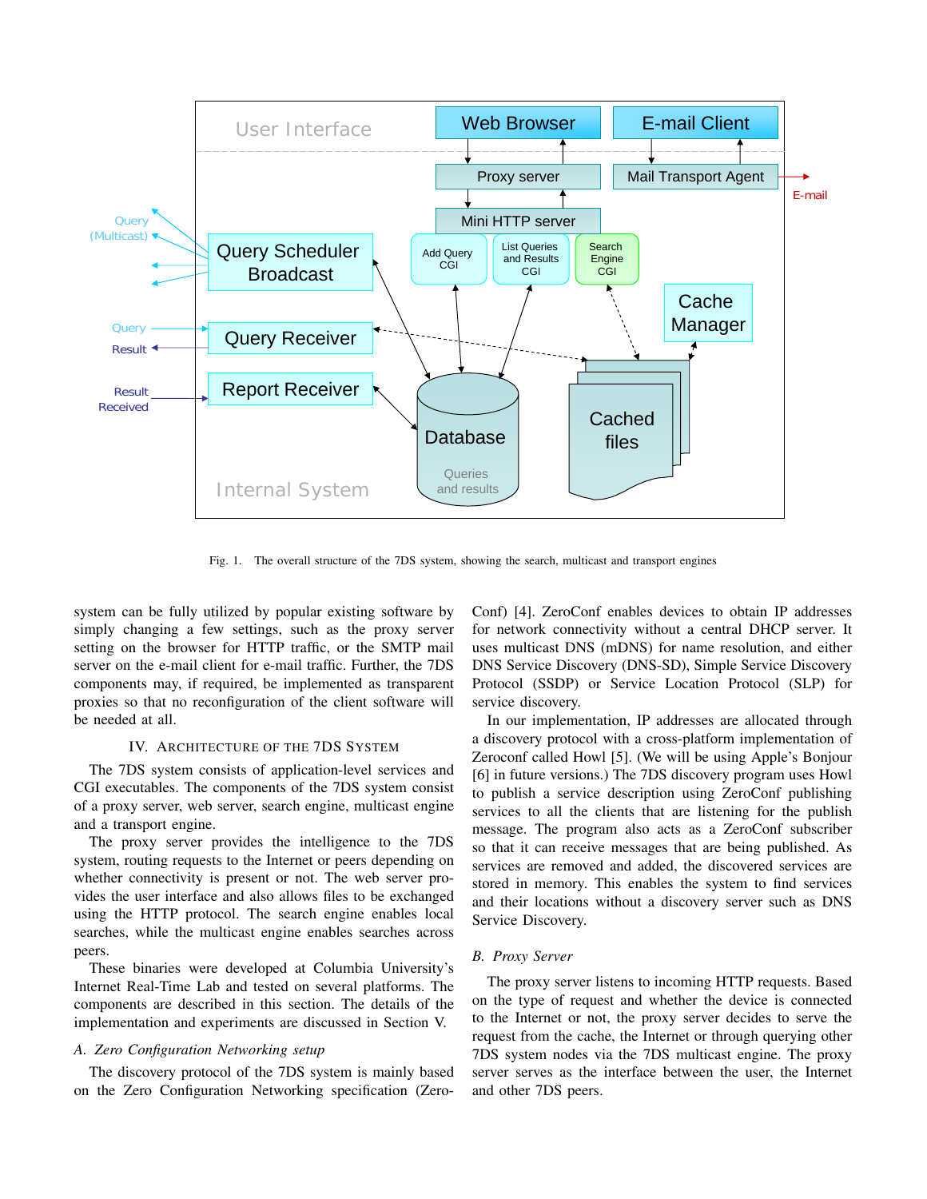Fig. 1. The overall structure of the 7DS system, showing the search, multicast and transport engines

system can be fully utilized by popular existing software by simply changing a few settings, such as the proxy server setting on the browser for HTTP traffic, or the SMTP mail server on the e-mail client for e-mail traffic. Further, the 7DS components may, if required, be implemented as transparent proxies so that no reconfiguration of the client software will be needed at all.

## IV. Architecture of the 7DS System

The 7DS system consists of application-level services and CGI executables. The components of the 7DS system consist of a proxy server, web server, search engine, multicast engine and a transport engine.

The proxy server provides the intelligence to the 7DS system, routing requests to the Internet or peers depending on whether connectivity is present or not. The web server provides the user interface and also allows files to be exchanged using the HTTP protocol. The search engine enables local searches, while the multicast engine enables searches across peers.

These binaries were developed at Columbia University's Internet Real-Time Lab and tested on several platforms. The components are described in this section. The details of the implementation and experiments are discussed in Section V.

### A. *Zero Configuration Networking setup*

The discovery protocol of the 7DS system is mainly based on the Zero Configuration Networking specification (ZeroConf) [4]. ZeroConf enables devices to obtain IP addresses for network connectivity without a central DHCP server. It uses multicast DNS (mDNS) for name resolution, and either DNS Service Discovery (DNS-SD), Simple Service Discovery Protocol (SSDP) or Service Location Protocol (SLP) for service discovery.

In our implementation, IP addresses are allocated through a discovery protocol with a cross-platform implementation of Zeroconf called Howl [5]. (We will be using Apple's Bonjour [6] in future versions.) The 7DS discovery program uses Howl to publish a service description using ZeroConf publishing services to all the clients that are listening for the publish message. The program also acts as a ZeroConf subscriber so that it can receive messages that are being published. As services are removed and added, the discovered services are stored in memory. This enables the system to find services and their locations without a discovery server such as DNS Service Discovery.

### B. *Proxy Server*

The proxy server listens to incoming HTTP requests. Based on the type of request and whether the device is connected to the Internet or not, the proxy server decides to serve the request from the cache, the Internet or through querying other 7DS system nodes via the 7DS multicast engine. The proxy server serves as the interface between the user, the Internet and other 7DS peers.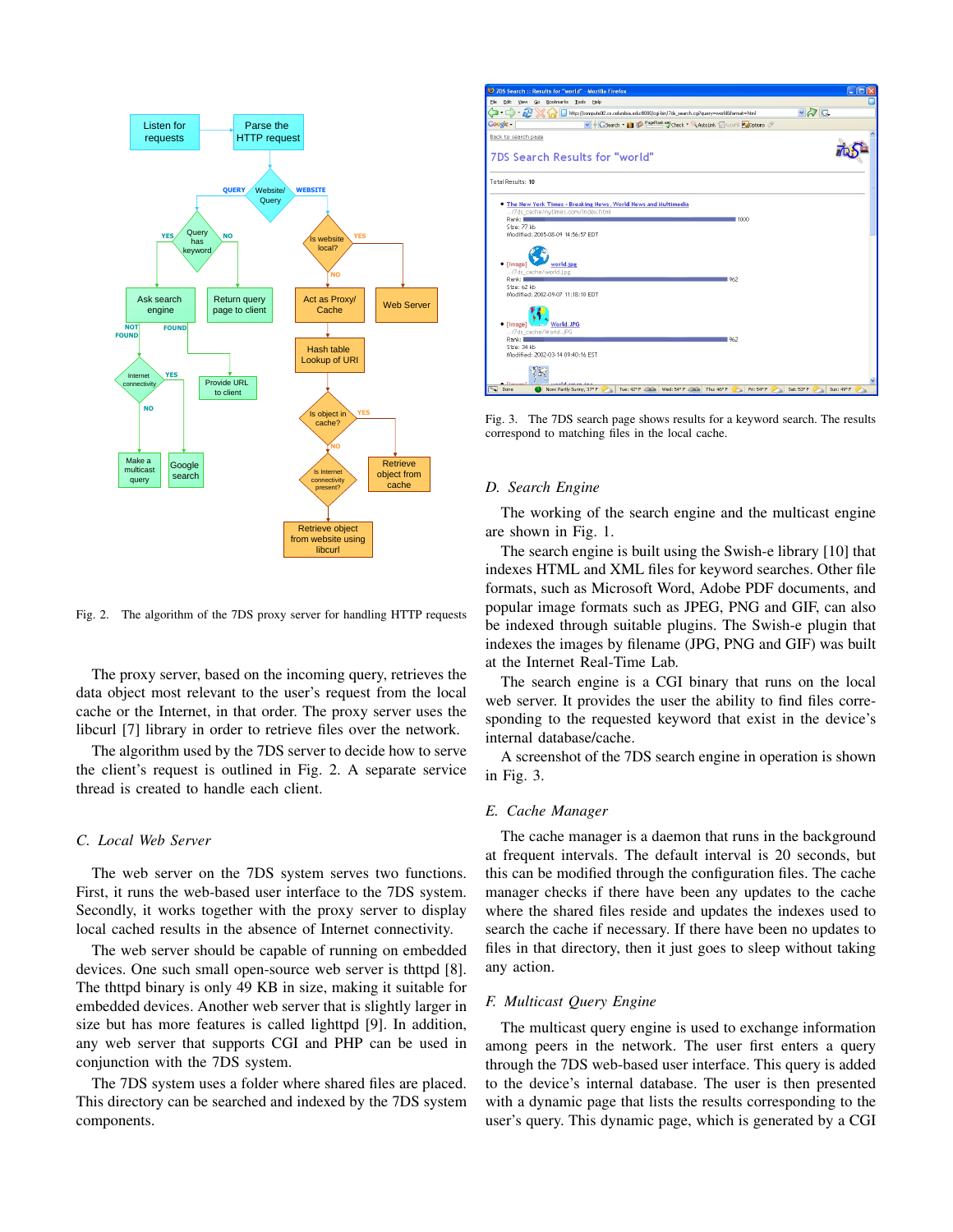Fig. 2. The algorithm of the 7DS proxy server for handling HTTP requests

The proxy server, based on the incoming query, retrieves the data object most relevant to the user's request from the local cache or the Internet, in that order. The proxy server uses the libcurl [7] library in order to retrieve files over the network.

The algorithm used by the 7DS server to decide how to serve the client's request is outlined in Fig. 2. A separate service thread is created to handle each client.

### C. Local Web Server

The web server on the 7DS system serves two functions. First, it runs the web-based user interface to the 7DS system. Secondly, it works together with the proxy server to display local cached results in the absence of Internet connectivity.

The web server should be capable of running on embedded devices. One such small open-source web server is thttpd [8]. The thttpd binary is only 49 KB in size, making it suitable for embedded devices. Another web server that is slightly larger in size but has more features is called lighttpd [9]. In addition, any web server that supports CGI and PHP can be used in conjunction with the 7DS system.

The 7DS system uses a folder where shared files are placed. This directory can be searched and indexed by the 7DS system components.

Fig. 3. The 7DS search page shows results for a keyword search. The results correspond to matching files in the local cache.

### D. Search Engine

The working of the search engine and the multicast engine are shown in Fig. 1.

The search engine is built using the Swish-e library [10] that indexes HTML and XML files for keyword searches. Other file formats, such as Microsoft Word, Adobe PDF documents, and popular image formats such as JPEG, PNG and GIF, can also be indexed through suitable plugins. The Swish-e plugin that indexes the images by filename (JPG, PNG and GIF) was built at the Internet Real-Time Lab.

The search engine is a CGI binary that runs on the local web server. It provides the user the ability to find files corresponding to the requested keyword that exist in the device's internal database/cache.

A screenshot of the 7DS search engine in operation is shown in Fig. 3.

### E. Cache Manager

The cache manager is a daemon that runs in the background at frequent intervals. The default interval is 20 seconds, but this can be modified through the configuration files. The cache manager checks if there have been any updates to the cache where the shared files reside and updates the indexes used to search the cache if necessary. If there have been no updates to files in that directory, then it just goes to sleep without taking any action.

### F. Multicast Query Engine

The multicast query engine is used to exchange information among peers in the network. The user first enters a query through the 7DS web-based user interface. This query is added to the device's internal database. The user is then presented with a dynamic page that lists the results corresponding to the user's query. This dynamic page, which is generated by a CGI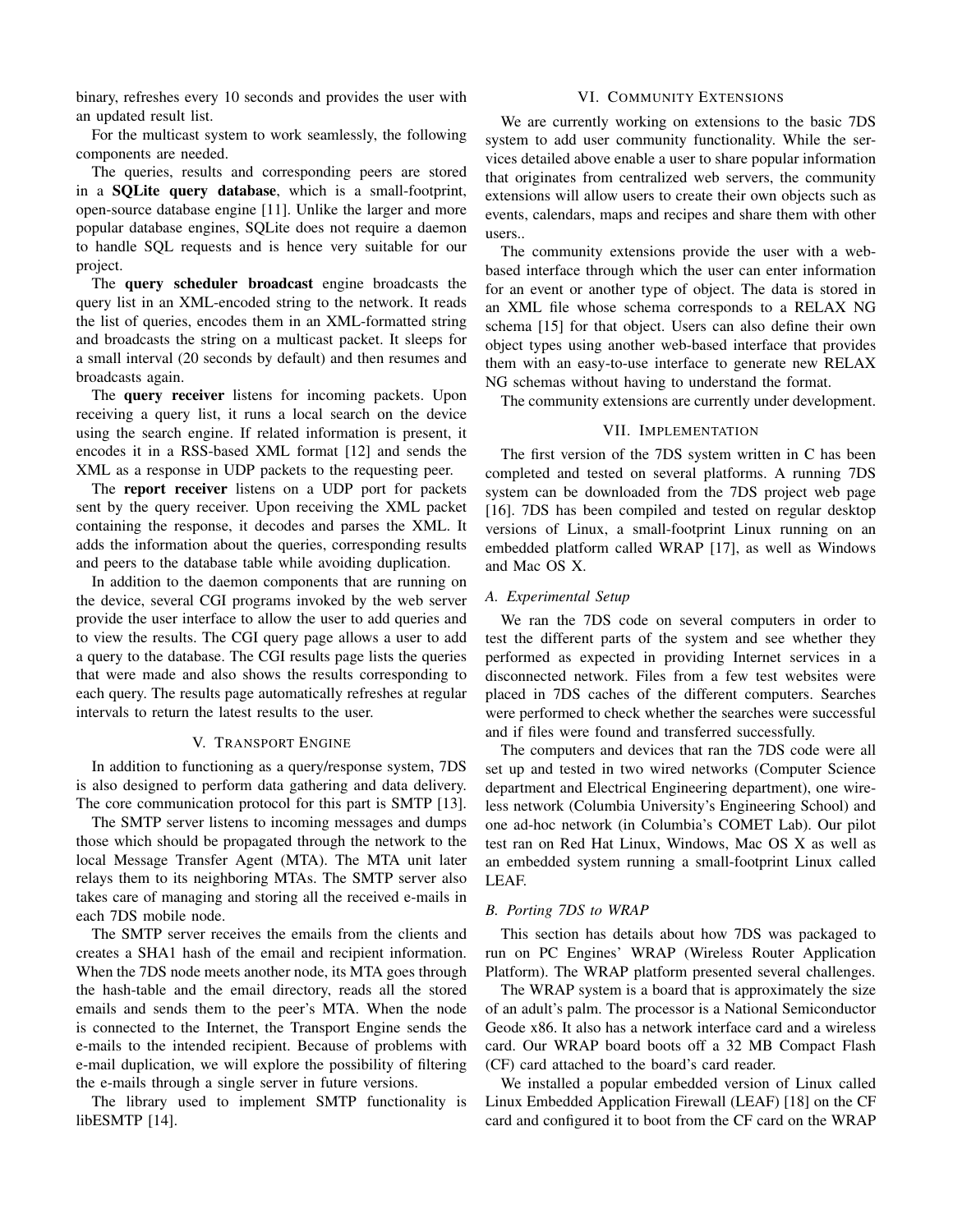binary, refreshes every 10 seconds and provides the user with an updated result list.

For the multicast system to work seamlessly, the following components are needed.

The queries, results and corresponding peers are stored in a **SQLite query database**, which is a small-footprint, open-source database engine [11]. Unlike the larger and more popular database engines, SQLite does not require a daemon to handle SQL requests and is hence very suitable for our project.

The **query scheduler broadcast** engine broadcasts the query list in an XML-encoded string to the network. It reads the list of queries, encodes them in an XML-formatted string and broadcasts the string on a multicast packet. It sleeps for a small interval (20 seconds by default) and then resumes and broadcasts again.

The **query receiver** listens for incoming packets. Upon receiving a query list, it runs a local search on the device using the search engine. If related information is present, it encodes it in a RSS-based XML format [12] and sends the XML as a response in UDP packets to the requesting peer.

The **report receiver** listens on a UDP port for packets sent by the query receiver. Upon receiving the XML packet containing the response, it decodes and parses the XML. It adds the information about the queries, corresponding results and peers to the database table while avoiding duplication.

In addition to the daemon components that are running on the device, several CGI programs invoked by the web server provide the user interface to allow the user to add queries and to view the results. The CGI query page allows a user to add a query to the database. The CGI results page lists the queries that were made and also shows the results corresponding to each query. The results page automatically refreshes at regular intervals to return the latest results to the user.

## V. Transport Engine

In addition to functioning as a query/response system, 7DS is also designed to perform data gathering and data delivery. The core communication protocol for this part is SMTP [13].

The SMTP server listens to incoming messages and dumps those which should be propagated through the network to the local Message Transfer Agent (MTA). The MTA unit later relays them to its neighboring MTAs. The SMTP server also takes care of managing and storing all the received e-mails in each 7DS mobile node.

The SMTP server receives the emails from the clients and creates a SHA1 hash of the email and recipient information. When the 7DS node meets another node, its MTA goes through the hash-table and the email directory, reads all the stored emails and sends them to the peer's MTA. When the node is connected to the Internet, the Transport Engine sends the e-mails to the intended recipient. Because of problems with e-mail duplication, we will explore the possibility of filtering the e-mails through a single server in future versions.

The library used to implement SMTP functionality is libESMTP [14].

## VI. Community Extensions

We are currently working on extensions to the basic 7DS system to add user community functionality. While the services detailed above enable a user to share popular information that originates from centralized web servers, the community extensions will allow users to create their own objects such as events, calendars, maps and recipes and share them with other users..

The community extensions provide the user with a web-based interface through which the user can enter information for an event or another type of object. The data is stored in an XML file whose schema corresponds to a RELAX NG schema [15] for that object. Users can also define their own object types using another web-based interface that provides them with an easy-to-use interface to generate new RELAX NG schemas without having to understand the format.

The community extensions are currently under development.

## VII. Implementation

The first version of the 7DS system written in C has been completed and tested on several platforms. A running 7DS system can be downloaded from the 7DS project web page [16]. 7DS has been compiled and tested on regular desktop versions of Linux, a small-footprint Linux running on an embedded platform called WRAP [17], as well as Windows and Mac OS X.

### *A. Experimental Setup*

We ran the 7DS code on several computers in order to test the different parts of the system and see whether they performed as expected in providing Internet services in a disconnected network. Files from a few test websites were placed in 7DS caches of the different computers. Searches were performed to check whether the searches were successful and if files were found and transferred successfully.

The computers and devices that ran the 7DS code were all set up and tested in two wired networks (Computer Science department and Electrical Engineering department), one wireless network (Columbia University's Engineering School) and one ad-hoc network (in Columbia's COMET Lab). Our pilot test ran on Red Hat Linux, Windows, Mac OS X as well as an embedded system running a small-footprint Linux called LEAF.

### *B. Porting 7DS to WRAP*

This section has details about how 7DS was packaged to run on PC Engines' WRAP (Wireless Router Application Platform). The WRAP platform presented several challenges.

The WRAP system is a board that is approximately the size of an adult's palm. The processor is a National Semiconductor Geode x86. It also has a network interface card and a wireless card. Our WRAP board boots off a 32 MB Compact Flash (CF) card attached to the board's card reader.

We installed a popular embedded version of Linux called Linux Embedded Application Firewall (LEAF) [18] on the CF card and configured it to boot from the CF card on the WRAP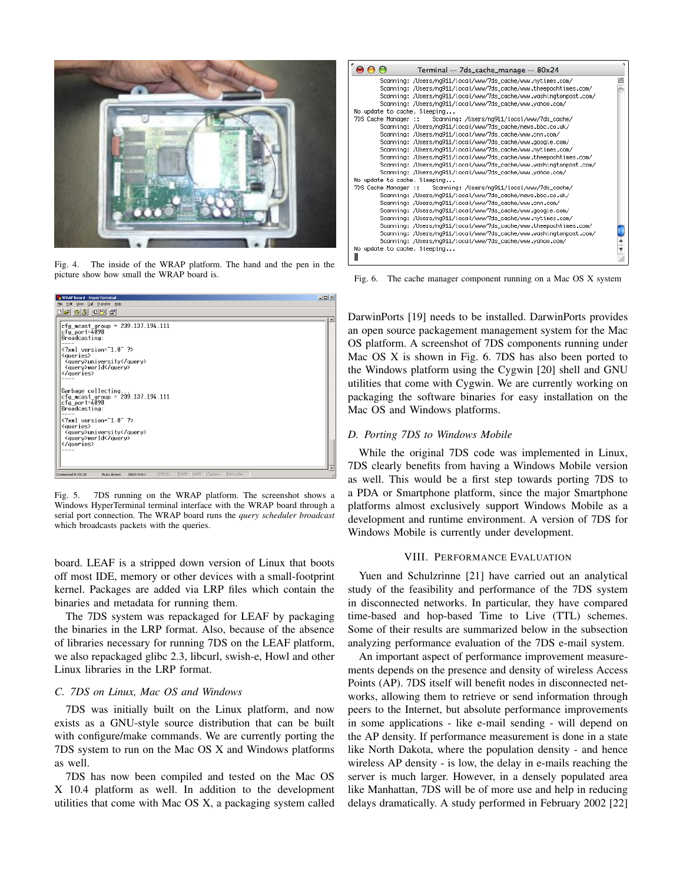Fig. 4. The inside of the WRAP platform. The hand and the pen in the picture show how small the WRAP board is.

Fig. 5. 7DS running on the WRAP platform. The screenshot shows a Windows HyperTerminal terminal interface with the WRAP board through a serial port connection. The WRAP board runs the *query scheduler broadcast* which broadcasts packets with the queries.

board. LEAF is a stripped down version of Linux that boots off most IDE, memory or other devices with a small-footprint kernel. Packages are added via LRP files which contain the binaries and metadata for running them.

The 7DS system was repackaged for LEAF by packaging the binaries in the LRP format. Also, because of the absence of libraries necessary for running 7DS on the LEAF platform, we also repackaged glibc 2.3, libcurl, swish-e, Howl and other Linux libraries in the LRP format.

### C. 7DS on Linux, Mac OS and Windows

7DS was initially built on the Linux platform, and now exists as a GNU-style source distribution that can be built with configure/make commands. We are currently porting the 7DS system to run on the Mac OS X and Windows platforms as well.

7DS has now been compiled and tested on the Mac OS X 10.4 platform as well. In addition to the development utilities that come with Mac OS X, a packaging system called DarwinPorts [19] needs to be installed. DarwinPorts provides an open source packagement management system for the Mac OS platform. A screenshot of 7DS components running under Mac OS X is shown in Fig. 6. 7DS has also been ported to the Windows platform using the Cygwin [20] shell and GNU utilities that come with Cygwin. We are currently working on packaging the software binaries for easy installation on the Mac OS and Windows platforms.

Fig. 6. The cache manager component running on a Mac OS X system

### D. Porting 7DS to Windows Mobile

While the original 7DS code was implemented in Linux, 7DS clearly benefits from having a Windows Mobile version as well. This would be a first step towards porting 7DS to a PDA or Smartphone platform, since the major Smartphone platforms almost exclusively support Windows Mobile as a development and runtime environment. A version of 7DS for Windows Mobile is currently under development.

## VIII. Performance Evaluation

Yuen and Schulzrinne [21] have carried out an analytical study of the feasibility and performance of the 7DS system in disconnected networks. In particular, they have compared time-based and hop-based Time to Live (TTL) schemes. Some of their results are summarized below in the subsection analyzing performance evaluation of the 7DS e-mail system.

An important aspect of performance improvement measurements depends on the presence and density of wireless Access Points (AP). 7DS itself will benefit nodes in disconnected networks, allowing them to retrieve or send information through peers to the Internet, but absolute performance improvements in some applications - like e-mail sending - will depend on the AP density. If performance measurement is done in a state like North Dakota, where the population density - and hence wireless AP density - is low, the delay in e-mails reaching the server is much larger. However, in a densely populated area like Manhattan, 7DS will be of more use and help in reducing delays dramatically. A study performed in February 2002 [22]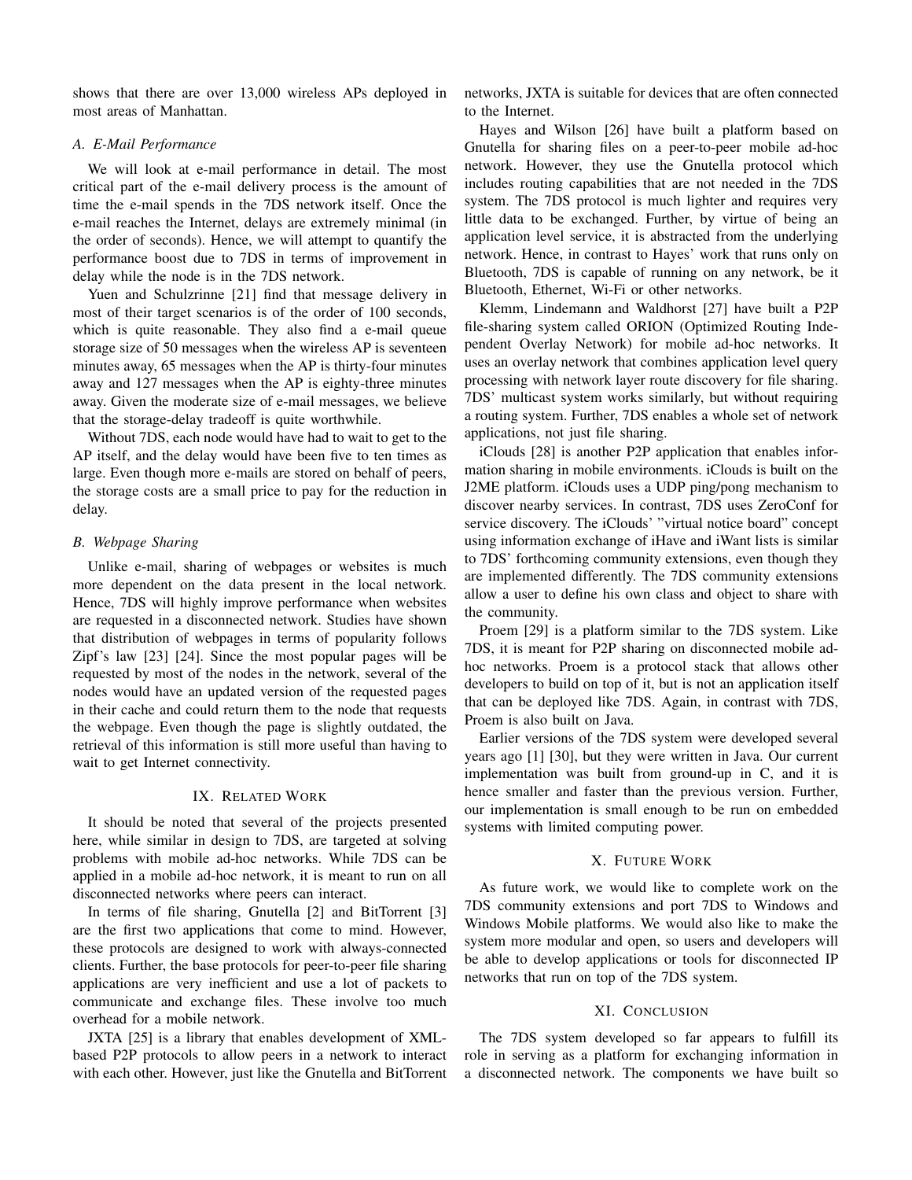shows that there are over 13,000 wireless APs deployed in most areas of Manhattan.

### A. E-Mail Performance

We will look at e-mail performance in detail. The most critical part of the e-mail delivery process is the amount of time the e-mail spends in the 7DS network itself. Once the e-mail reaches the Internet, delays are extremely minimal (in the order of seconds). Hence, we will attempt to quantify the performance boost due to 7DS in terms of improvement in delay while the node is in the 7DS network.

Yuen and Schulzrinne [21] find that message delivery in most of their target scenarios is of the order of 100 seconds, which is quite reasonable. They also find a e-mail queue storage size of 50 messages when the wireless AP is seventeen minutes away, 65 messages when the AP is thirty-four minutes away and 127 messages when the AP is eighty-three minutes away. Given the moderate size of e-mail messages, we believe that the storage-delay tradeoff is quite worthwhile.

Without 7DS, each node would have had to wait to get to the AP itself, and the delay would have been five to ten times as large. Even though more e-mails are stored on behalf of peers, the storage costs are a small price to pay for the reduction in delay.

### B. Webpage Sharing

Unlike e-mail, sharing of webpages or websites is much more dependent on the data present in the local network. Hence, 7DS will highly improve performance when websites are requested in a disconnected network. Studies have shown that distribution of webpages in terms of popularity follows Zipf's law [23] [24]. Since the most popular pages will be requested by most of the nodes in the network, several of the nodes would have an updated version of the requested pages in their cache and could return them to the node that requests the webpage. Even though the page is slightly outdated, the retrieval of this information is still more useful than having to wait to get Internet connectivity.

## IX. Related Work

It should be noted that several of the projects presented here, while similar in design to 7DS, are targeted at solving problems with mobile ad-hoc networks. While 7DS can be applied in a mobile ad-hoc network, it is meant to run on all disconnected networks where peers can interact.

In terms of file sharing, Gnutella [2] and BitTorrent [3] are the first two applications that come to mind. However, these protocols are designed to work with always-connected clients. Further, the base protocols for peer-to-peer file sharing applications are very inefficient and use a lot of packets to communicate and exchange files. These involve too much overhead for a mobile network.

JXTA [25] is a library that enables development of XML-based P2P protocols to allow peers in a network to interact with each other. However, just like the Gnutella and BitTorrent networks, JXTA is suitable for devices that are often connected to the Internet.

Hayes and Wilson [26] have built a platform based on Gnutella for sharing files on a peer-to-peer mobile ad-hoc network. However, they use the Gnutella protocol which includes routing capabilities that are not needed in the 7DS system. The 7DS protocol is much lighter and requires very little data to be exchanged. Further, by virtue of being an application level service, it is abstracted from the underlying network. Hence, in contrast to Hayes' work that runs only on Bluetooth, 7DS is capable of running on any network, be it Bluetooth, Ethernet, Wi-Fi or other networks.

Klemm, Lindemann and Waldhorst [27] have built a P2P file-sharing system called ORION (Optimized Routing Independent Overlay Network) for mobile ad-hoc networks. It uses an overlay network that combines application level query processing with network layer route discovery for file sharing. 7DS' multicast system works similarly, but without requiring a routing system. Further, 7DS enables a whole set of network applications, not just file sharing.

iClouds [28] is another P2P application that enables information sharing in mobile environments. iClouds is built on the J2ME platform. iClouds uses a UDP ping/pong mechanism to discover nearby services. In contrast, 7DS uses ZeroConf for service discovery. The iClouds' "virtual notice board" concept using information exchange of iHave and iWant lists is similar to 7DS' forthcoming community extensions, even though they are implemented differently. The 7DS community extensions allow a user to define his own class and object to share with the community.

Proem [29] is a platform similar to the 7DS system. Like 7DS, it is meant for P2P sharing on disconnected mobile ad-hoc networks. Proem is a protocol stack that allows other developers to build on top of it, but is not an application itself that can be deployed like 7DS. Again, in contrast with 7DS, Proem is also built on Java.

Earlier versions of the 7DS system were developed several years ago [1] [30], but they were written in Java. Our current implementation was built from ground-up in C, and it is hence smaller and faster than the previous version. Further, our implementation is small enough to be run on embedded systems with limited computing power.

## X. Future Work

As future work, we would like to complete work on the 7DS community extensions and port 7DS to Windows and Windows Mobile platforms. We would also like to make the system more modular and open, so users and developers will be able to develop applications or tools for disconnected IP networks that run on top of the 7DS system.

## XI. Conclusion

The 7DS system developed so far appears to fulfill its role in serving as a platform for exchanging information in a disconnected network. The components we have built so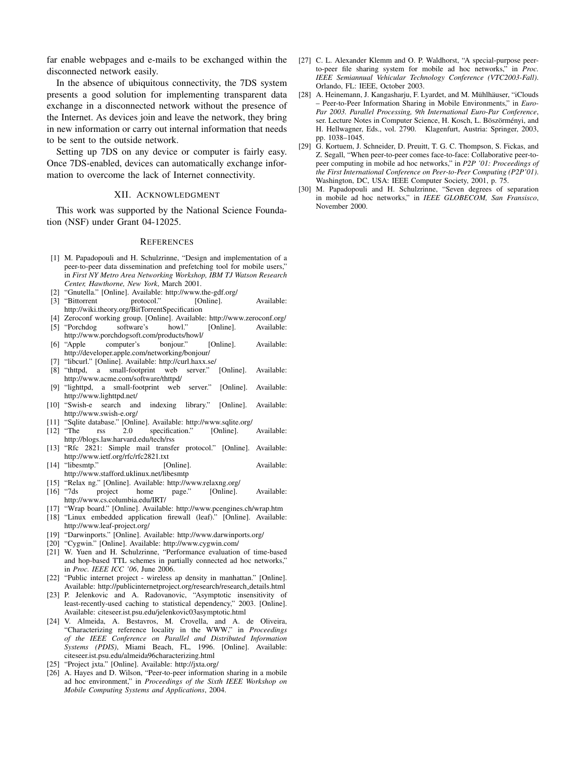far enable webpages and e-mails to be exchanged within the disconnected network easily.

In the absence of ubiquitous connectivity, the 7DS system presents a good solution for implementing transparent data exchange in a disconnected network without the presence of the Internet. As devices join and leave the network, they bring in new information or carry out internal information that needs to be sent to the outside network.

Setting up 7DS on any device or computer is fairly easy. Once 7DS-enabled, devices can automatically exchange information to overcome the lack of Internet connectivity.

## XII. Acknowledgment

This work was supported by the National Science Foundation (NSF) under Grant 04-12025.

## References

[1] M. Papadopouli and H. Schulzrinne, "Design and implementation of a peer-to-peer data dissemination and prefetching tool for mobile users," in *First NY Metro Area Networking Workshop, IBM TJ Watson Research Center, Hawthorne, New York*, March 2001.

[2] "Gnutella." [Online]. Available: http://www.the-gdf.org/

[3] "Bittorrent protocol." [Online]. Available: http://wiki.theory.org/BitTorrentSpecification

[4] Zeroconf working group. [Online]. Available: http://www.zeroconf.org/

[5] "Porchdog software's howl." [Online]. Available: http://www.porchdogsoft.com/products/howl/

[6] "Apple computer's bonjour." [Online]. Available: http://developer.apple.com/networking/bonjour/

[7] "libcurl." [Online]. Available: http://curl.haxx.se/

[8] "thttpd, a small-footprint web server." [Online]. Available: http://www.acme.com/software/thttpd/

[9] "lighttpd, a small-footprint web server." [Online]. Available: http://www.lighttpd.net/

[10] "Swish-e search and indexing library." [Online]. Available: http://www.swish-e.org/

[11] "Sqlite database." [Online]. Available: http://www.sqlite.org/

[12] "The rss 2.0 specification." [Online]. Available: http://blogs.law.harvard.edu/tech/rss

[13] "Rfc 2821: Simple mail transfer protocol." [Online]. Available: http://www.ietf.org/rfc/rfc2821.txt

[14] "libesmtp." [Online]. Available: http://www.stafford.uklinux.net/libesmtp

[15] "Relax ng." [Online]. Available: http://www.relaxng.org/

[16] "7ds project home page." [Online]. Available: http://www.cs.columbia.edu/IRT/

[17] "Wrap board." [Online]. Available: http://www.pcengines.ch/wrap.htm

[18] "Linux embedded application firewall (leaf)." [Online]. Available: http://www.leaf-project.org/

[19] "Darwinports." [Online]. Available: http://www.darwinports.org/

[20] "Cygwin." [Online]. Available: http://www.cygwin.com/

[21] W. Yuen and H. Schulzrinne, "Performance evaluation of time-based and hop-based TTL schemes in partially connected ad hoc networks," in *Proc. IEEE ICC '06*, June 2006.

[22] "Public internet project - wireless ap density in manhattan." [Online]. Available: http://publicinternetproject.org/research/research_details.html

[23] P. Jelenkovic and A. Radovanovic, "Asymptotic insensitivity of least-recently-used caching to statistical dependency," 2003. [Online]. Available: citeseer.ist.psu.edu/jelenkovic03asymptotic.html

[24] V. Almeida, A. Bestavros, M. Crovella, and A. de Oliveira, "Characterizing reference locality in the WWW," in *Proceedings of the IEEE Conference on Parallel and Distributed Information Systems (PDIS)*, Miami Beach, FL, 1996. [Online]. Available: citeseer.ist.psu.edu/almeida96characterizing.html

[25] "Project jxta." [Online]. Available: http://jxta.org/

[26] A. Hayes and D. Wilson, "Peer-to-peer information sharing in a mobile ad hoc environment," in *Proceedings of the Sixth IEEE Workshop on Mobile Computing Systems and Applications*, 2004.

[27] C. L. Alexander Klemm and O. P. Waldhorst, "A special-purpose peer-to-peer file sharing system for mobile ad hoc networks," in *Proc. IEEE Semiannual Vehicular Technology Conference (VTC2003-Fall)*. Orlando, FL: IEEE, October 2003.

[28] A. Heinemann, J. Kangasharju, F. Lyardet, and M. Mühlhäuser, "iClouds – Peer-to-Peer Information Sharing in Mobile Environments," in *Euro-Par 2003. Parallel Processing, 9th International Euro-Par Conference*, ser. Lecture Notes in Computer Science, H. Kosch, L. Böszörményi, and H. Hellwagner, Eds., vol. 2790. Klagenfurt, Austria: Springer, 2003, pp. 1038–1045.

[29] G. Kortuem, J. Schneider, D. Preuitt, T. G. C. Thompson, S. Fickas, and Z. Segall, "When peer-to-peer comes face-to-face: Collaborative peer-to-peer computing in mobile ad hoc networks," in *P2P '01: Proceedings of the First International Conference on Peer-to-Peer Computing (P2P'01)*. Washington, DC, USA: IEEE Computer Society, 2001, p. 75.

[30] M. Papadopouli and H. Schulzrinne, "Seven degrees of separation in mobile ad hoc networks," in *IEEE GLOBECOM, San Fransisco*, November 2000.